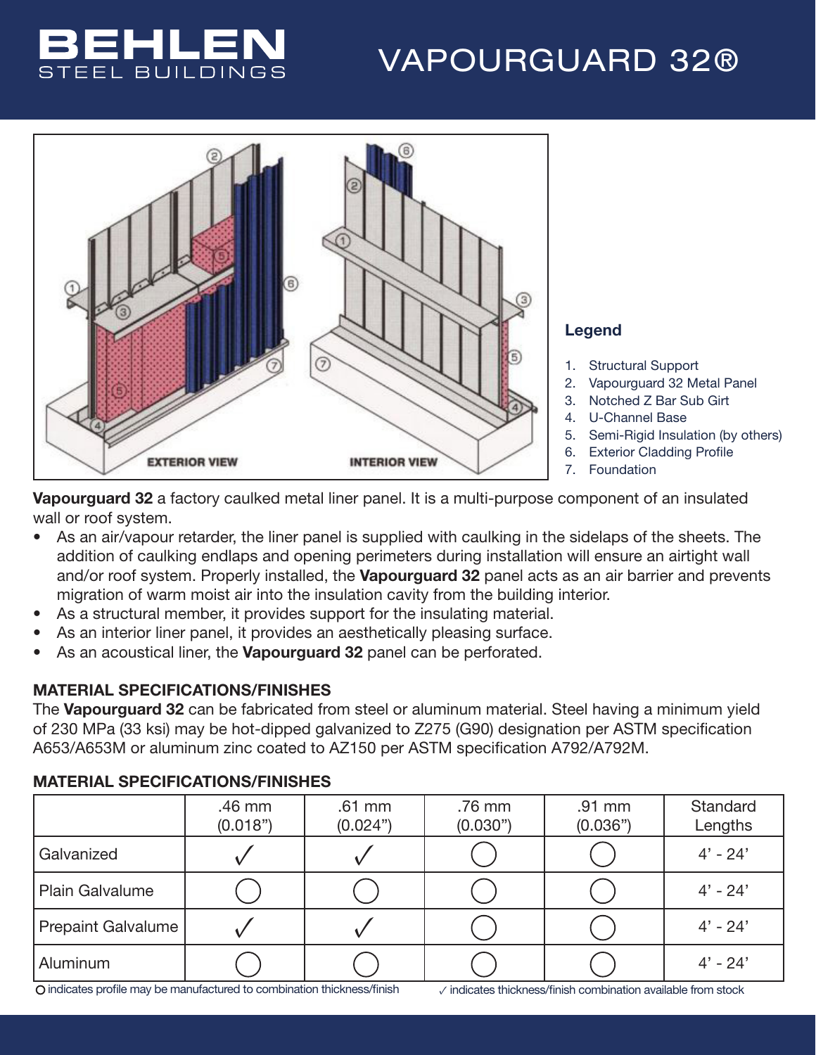# VAPOURGUARD 32®

BEHLEN STEEL BUILDINGS

EXTERIOR VIEW

INTERIOR VIEW

**Legend**

1. Structural Support
2. Vapourguard 32 Metal Panel
3. Notched Z Bar Sub Girt
4. U-Channel Base
5. Semi-Rigid Insulation (by others)
6. Exterior Cladding Profile
7. Foundation

**Vapourguard 32** a factory caulked metal liner panel. It is a multi-purpose component of an insulated wall or roof system.

- As an air/vapour retarder, the liner panel is supplied with caulking in the sidelaps of the sheets. The addition of caulking endlaps and opening perimeters during installation will ensure an airtight wall and/or roof system. Properly installed, the **Vapourguard 32** panel acts as an air barrier and prevents migration of warm moist air into the insulation cavity from the building interior.
- As a structural member, it provides support for the insulating material.
- As an interior liner panel, it provides an aesthetically pleasing surface.
- As an acoustical liner, the **Vapourguard 32** panel can be perforated.

### MATERIAL SPECIFICATIONS/FINISHES

The **Vapourguard 32** can be fabricated from steel or aluminum material. Steel having a minimum yield of 230 MPa (33 ksi) may be hot-dipped galvanized to Z275 (G90) designation per ASTM specification A653/A653M or aluminum zinc coated to AZ150 per ASTM specification A792/A792M.

### MATERIAL SPECIFICATIONS/FINISHES

| | .46 mm (0.018") | .61 mm (0.024") | .76 mm (0.030") | .91 mm (0.036") | Standard Lengths |
|---|---|---|---|---|---|
| Galvanized | ✓ | ✓ | ○ | ○ | 4' - 24' |
| Plain Galvalume | ○ | ○ | ○ | ○ | 4' - 24' |
| Prepaint Galvalume | ✓ | ✓ | ○ | ○ | 4' - 24' |
| Aluminum | ○ | ○ | ○ | ○ | 4' - 24' |

○ indicates profile may be manufactured to combination thickness/finish

✓ indicates thickness/finish combination available from stock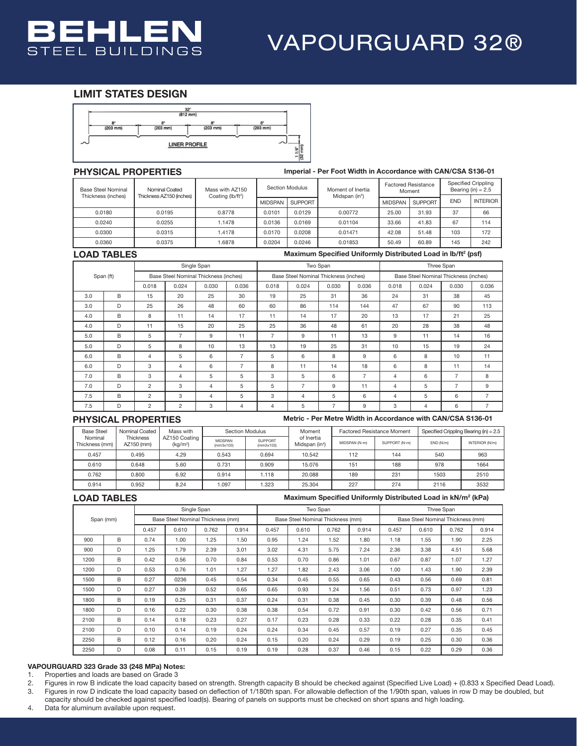# BEHLEN STEEL BUILDINGS

# VAPOURGUARD 32®

## LIMIT STATES DESIGN

32" (812 mm)

8" (203 mm) | 8" (203 mm) | 8" (203 mm) | 8" (203 mm)

LINER PROFILE

1 1/4" (32 mm)

## PHYSICAL PROPERTIES

**Imperial - Per Foot Width in Accordance with CAN/CSA S136-01**

| Base Steel Nominal Thickness (inches) | Nominal Coated Thickness AZ150 (inches) | Mass with AZ150 Coating (lb/ft²) | Section Modulus | | Moment of Inertia Midspan (in⁴) | Factored Resistance Moment | | Specified Crippling Bearing (in) = 2.5 | |
|---|---|---|---|---|---|---|---|---|---|
| | | | MIDSPAN | SUPPORT | | MIDSPAN | SUPPORT | END | INTERIOR |
| 0.0180 | 0.0195 | 0.8778 | 0.0101 | 0.0129 | 0.00772 | 25.00 | 31.93 | 37 | 66 |
| 0.0240 | 0.0255 | 1.1478 | 0.0136 | 0.0169 | 0.01104 | 33.66 | 41.83 | 67 | 114 |
| 0.0300 | 0.0315 | 1.4178 | 0.0170 | 0.0208 | 0.01471 | 42.08 | 51.48 | 103 | 172 |
| 0.0360 | 0.0375 | 1.6878 | 0.0204 | 0.0246 | 0.01853 | 50.49 | 60.89 | 145 | 242 |

## LOAD TABLES

**Maximum Specified Uniformly Distributed Load in lb/ft² (psf)**

| Span (ft) | | Single Span | | | | Two Span | | | | Three Span | | | |
|---|---|---|---|---|---|---|---|---|---|---|---|---|---|
| | | Base Steel Nominal Thickness (inches) | | | | Base Steel Nominal Thickness (inches) | | | | Base Steel Nominal Thickness (inches) | | | |
| | | 0.018 | 0.024 | 0.030 | 0.036 | 0.018 | 0.024 | 0.030 | 0.036 | 0.018 | 0.024 | 0.030 | 0.036 |
| 3.0 | B | 15 | 20 | 25 | 30 | 19 | 25 | 31 | 36 | 24 | 31 | 38 | 45 |
| 3.0 | D | 25 | 26 | 48 | 60 | 60 | 86 | 114 | 144 | 47 | 67 | 90 | 113 |
| 4.0 | B | 8 | 11 | 14 | 17 | 11 | 14 | 17 | 20 | 13 | 17 | 21 | 25 |
| 4.0 | D | 11 | 15 | 20 | 25 | 25 | 36 | 48 | 61 | 20 | 28 | 38 | 48 |
| 5.0 | B | 5 | 7 | 9 | 11 | 7 | 9 | 11 | 13 | 9 | 11 | 14 | 16 |
| 5.0 | D | 5 | 8 | 10 | 13 | 13 | 19 | 25 | 31 | 10 | 15 | 19 | 24 |
| 6.0 | B | 4 | 5 | 6 | 7 | 5 | 6 | 8 | 9 | 6 | 8 | 10 | 11 |
| 6.0 | D | 3 | 4 | 6 | 7 | 8 | 11 | 14 | 18 | 6 | 8 | 11 | 14 |
| 7.0 | B | 3 | 4 | 5 | 5 | 3 | 5 | 6 | 7 | 4 | 6 | 7 | 8 |
| 7.0 | D | 2 | 3 | 4 | 5 | 5 | 7 | 9 | 11 | 4 | 5 | 7 | 9 |
| 7.5 | B | 2 | 3 | 4 | 5 | 3 | 4 | 5 | 6 | 4 | 5 | 6 | 7 |
| 7.5 | D | 2 | 2 | 3 | 4 | 4 | 5 | 7 | 9 | 3 | 4 | 6 | 7 |

## PHYSICAL PROPERTIES

**Metric - Per Metre Width in Accordance with CAN/CSA S136-01**

| Base Steel Nominal Thickness (mm) | Nominal Coated Thickness AZ150 (mm) | Mass with AZ150 Coating (kg/m²) | Section Modulus | | Moment of Inertia Midspan (in⁴) | Factored Resistance Moment | | Specified Crippling Bearing (in) = 2.5 | |
|---|---|---|---|---|---|---|---|---|---|
| | | | MIDSPAN (mm3x103) | SUPPORT (mm3x103) | | MIDSPAN (N-m) | SUPPORT (N-m) | END (N/m) | INTERIOR (N/m) |
| 0.457 | 0.495 | 4.29 | 0.543 | 0.694 | 10.542 | 112 | 144 | 540 | 963 |
| 0.610 | 0.648 | 5.60 | 0.731 | 0.909 | 15.076 | 151 | 188 | 978 | 1664 |
| 0.762 | 0.800 | 6.92 | 0.914 | 1.118 | 20.088 | 189 | 231 | 1503 | 2510 |
| 0.914 | 0.952 | 8.24 | 1.097 | 1.323 | 25.304 | 227 | 274 | 2116 | 3532 |

## LOAD TABLES

**Maximum Specified Uniformly Distributed Load in kN/m² (kPa)**

| Span (mm) | | Single Span | | | | Two Span | | | | Three Span | | | |
|---|---|---|---|---|---|---|---|---|---|---|---|---|---|
| | | Base Steel Nominal Thickness (mm) | | | | Base Steel Nominal Thickness (mm) | | | | Base Steel Nominal Thickness (mm) | | | |
| | | 0.457 | 0.610 | 0.762 | 0.914 | 0.457 | 0.610 | 0.762 | 0.914 | 0.457 | 0.610 | 0.762 | 0.914 |
| 900 | B | 0.74 | 1.00 | 1.25 | 1.50 | 0.95 | 1.24 | 1.52 | 1.80 | 1.18 | 1.55 | 1.90 | 2.25 |
| 900 | D | 1.25 | 1.79 | 2.39 | 3.01 | 3.02 | 4.31 | 5.75 | 7.24 | 2.36 | 3.38 | 4.51 | 5.68 |
| 1200 | B | 0.42 | 0.56 | 0.70 | 0.84 | 0.53 | 0.70 | 0.86 | 1.01 | 0.67 | 0.87 | 1.07 | 1.27 |
| 1200 | D | 0.53 | 0.76 | 1.01 | 1.27 | 1.27 | 1.82 | 2.43 | 3.06 | 1.00 | 1.43 | 1.90 | 2.39 |
| 1500 | B | 0.27 | 0236 | 0.45 | 0.54 | 0.34 | 0.45 | 0.55 | 0.65 | 0.43 | 0.56 | 0.69 | 0.81 |
| 1500 | D | 0.27 | 0.39 | 0.52 | 0.65 | 0.65 | 0.93 | 1.24 | 1.56 | 0.51 | 0.73 | 0.97 | 1.23 |
| 1800 | B | 0.19 | 0.25 | 0.31 | 0.37 | 0.24 | 0.31 | 0.38 | 0.45 | 0.30 | 0.39 | 0.48 | 0.56 |
| 1800 | D | 0.16 | 0.22 | 0.30 | 0.38 | 0.38 | 0.54 | 0.72 | 0.91 | 0.30 | 0.42 | 0.56 | 0.71 |
| 2100 | B | 0.14 | 0.18 | 0.23 | 0.27 | 0.17 | 0.23 | 0.28 | 0.33 | 0.22 | 0.28 | 0.35 | 0.41 |
| 2100 | D | 0.10 | 0.14 | 0.19 | 0.24 | 0.24 | 0.34 | 0.45 | 0.57 | 0.19 | 0.27 | 0.35 | 0.45 |
| 2250 | B | 0.12 | 0.16 | 0.20 | 0.24 | 0.15 | 0.20 | 0.24 | 0.29 | 0.19 | 0.25 | 0.30 | 0.36 |
| 2250 | D | 0.08 | 0.11 | 0.15 | 0.19 | 0.19 | 0.28 | 0.37 | 0.46 | 0.15 | 0.22 | 0.29 | 0.36 |

**VAPOURGUARD 323 Grade 33 (248 MPa) Notes:**

1. Properties and loads are based on Grade 3
2. Figures in row B indicate the load capacity based on strength. Strength capacity B should be checked against (Specified Live Load) + (0.833 x Specified Dead Load).
3. Figures in row D indicate the load capacity based on deflection of 1/180th span. For allowable deflection of the 1/90th span, values in row D may be doubled, but capacity should be checked against specified load(s). Bearing of panels on supports must be checked on short spans and high loading.
4. Data for aluminum available upon request.